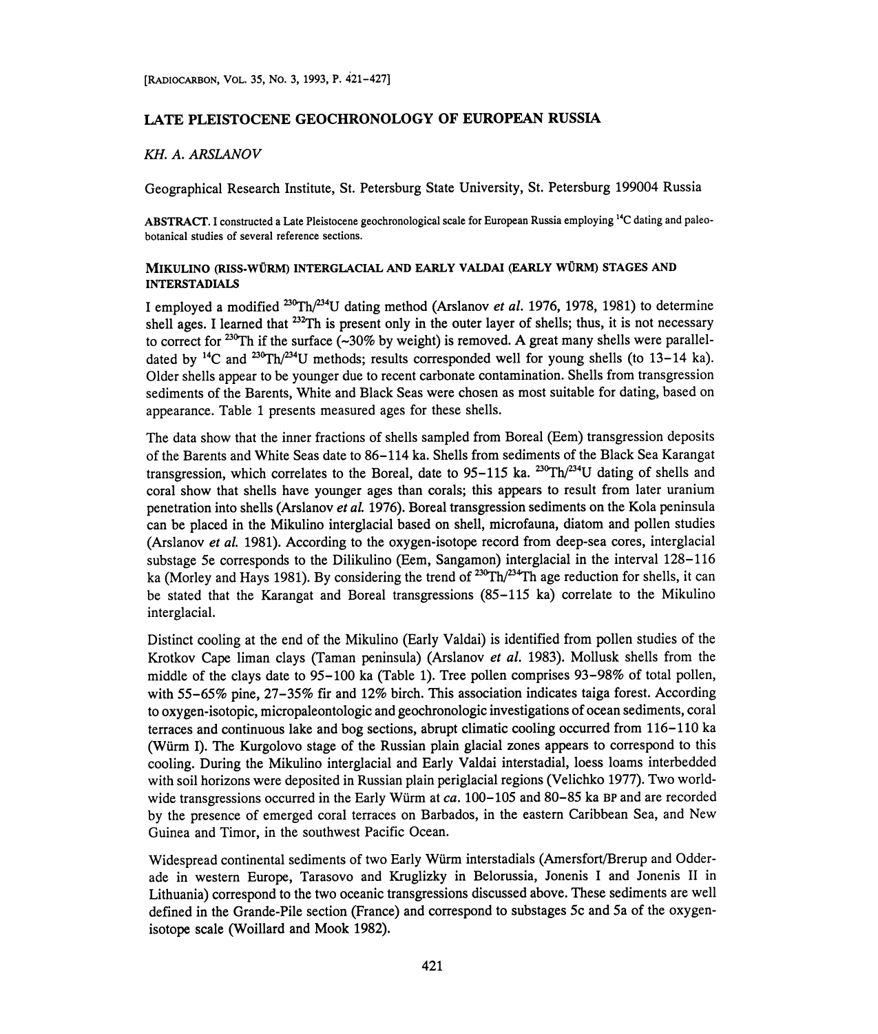# LATE PLEISTOCENE GEOCHRONOLOGY OF EUROPEAN RUSSIA

*KH. A. ARSLANOV*

Geographical Research Institute, St. Petersburg State University, St. Petersburg 199004 Russia

**ABSTRACT.** I constructed a Late Pleistocene geochronological scale for European Russia employing $^{14}$C dating and paleobotanical studies of several reference sections.

## MIKULINO (RISS-WÜRM) INTERGLACIAL AND EARLY VALDAI (EARLY WÜRM) STAGES AND INTERSTADIALS

I employed a modified $^{230}$Th/$^{234}$U dating method (Arslanov *et al.* 1976, 1978, 1981) to determine shell ages. I learned that $^{232}$Th is present only in the outer layer of shells; thus, it is not necessary to correct for $^{230}$Th if the surface (~30% by weight) is removed. A great many shells were parallel-dated by $^{14}$C and $^{230}$Th/$^{234}$U methods; results corresponded well for young shells (to 13–14 ka). Older shells appear to be younger due to recent carbonate contamination. Shells from transgression sediments of the Barents, White and Black Seas were chosen as most suitable for dating, based on appearance. Table 1 presents measured ages for these shells.

The data show that the inner fractions of shells sampled from Boreal (Eem) transgression deposits of the Barents and White Seas date to 86–114 ka. Shells from sediments of the Black Sea Karangat transgression, which correlates to the Boreal, date to 95–115 ka. $^{230}$Th/$^{234}$U dating of shells and coral show that shells have younger ages than corals; this appears to result from later uranium penetration into shells (Arslanov *et al.* 1976). Boreal transgression sediments on the Kola peninsula can be placed in the Mikulino interglacial based on shell, microfauna, diatom and pollen studies (Arslanov *et al.* 1981). According to the oxygen-isotope record from deep-sea cores, interglacial substage 5e corresponds to the Dilikulino (Eem, Sangamon) interglacial in the interval 128–116 ka (Morley and Hays 1981). By considering the trend of $^{230}$Th/$^{234}$Th age reduction for shells, it can be stated that the Karangat and Boreal transgressions (85–115 ka) correlate to the Mikulino interglacial.

Distinct cooling at the end of the Mikulino (Early Valdai) is identified from pollen studies of the Krotkov Cape liman clays (Taman peninsula) (Arslanov *et al.* 1983). Mollusk shells from the middle of the clays date to 95–100 ka (Table 1). Tree pollen comprises 93–98% of total pollen, with 55–65% pine, 27–35% fir and 12% birch. This association indicates taiga forest. According to oxygen-isotopic, micropaleontologic and geochronologic investigations of ocean sediments, coral terraces and continuous lake and bog sections, abrupt climatic cooling occurred from 116–110 ka (Würm I). The Kurgolovo stage of the Russian plain glacial zones appears to correspond to this cooling. During the Mikulino interglacial and Early Valdai interstadial, loess loams interbedded with soil horizons were deposited in Russian plain periglacial regions (Velichko 1977). Two worldwide transgressions occurred in the Early Würm at *ca.* 100–105 and 80–85 ka BP and are recorded by the presence of emerged coral terraces on Barbados, in the eastern Caribbean Sea, and New Guinea and Timor, in the southwest Pacific Ocean.

Widespread continental sediments of two Early Würm interstadials (Amersfort/Brerup and Odderade in western Europe, Tarasovo and Kruglizky in Belorussia, Jonenis I and Jonenis II in Lithuania) correspond to the two oceanic transgressions discussed above. These sediments are well defined in the Grande-Pile section (France) and correspond to substages 5c and 5a of the oxygen-isotope scale (Woillard and Mook 1982).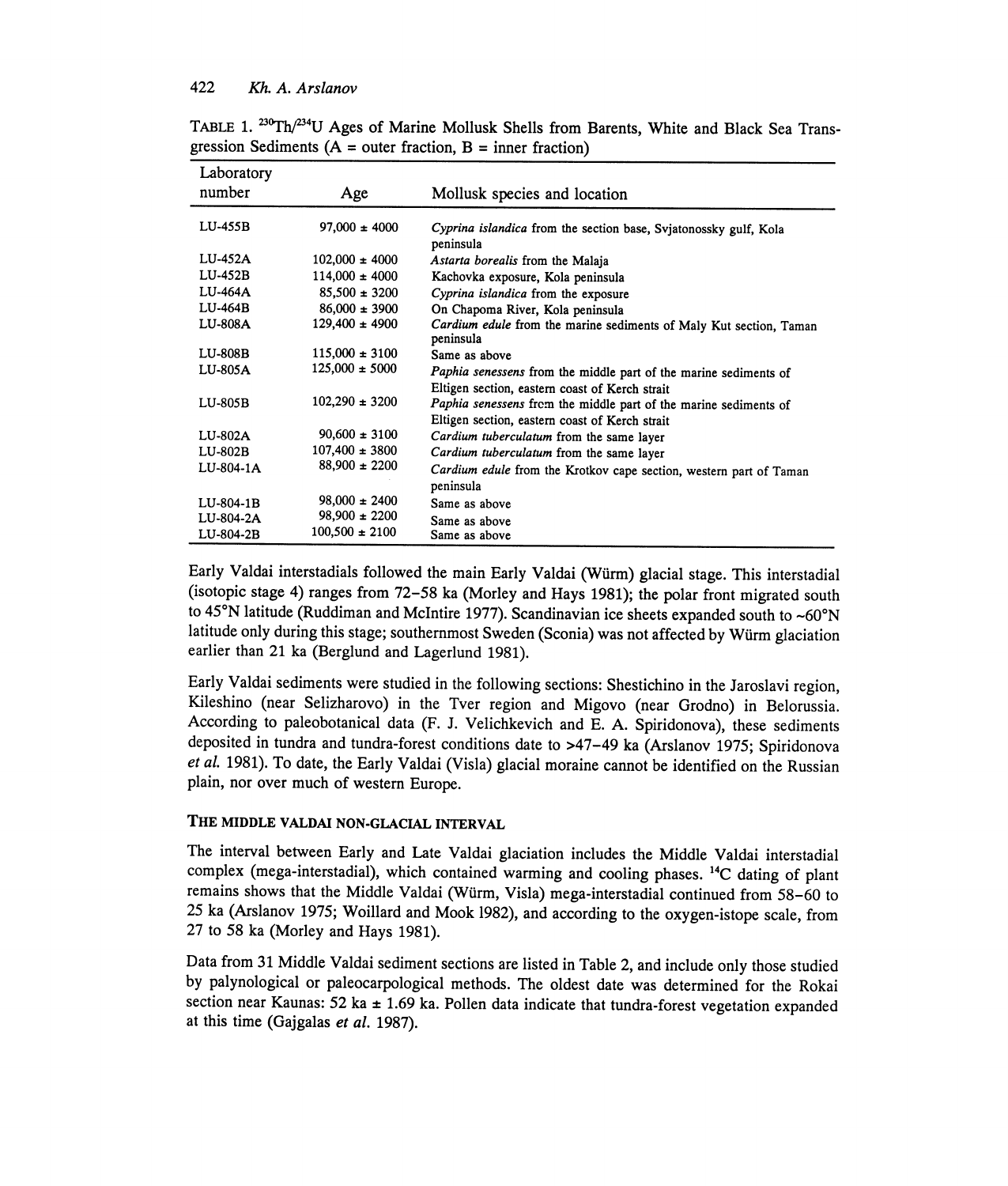TABLE 1. $^{230}Th/^{234}U$ Ages of Marine Mollusk Shells from Barents, White and Black Sea Transgression Sediments (A = outer fraction, B = inner fraction)

| Laboratory number | Age | Mollusk species and location |
|---|---|---|
| LU-455B | 97,000 ± 4000 | *Cyprina islandica* from the section base, Svjatonossky gulf, Kola peninsula |
| LU-452A | 102,000 ± 4000 | *Astarta borealis* from the Malaja |
| LU-452B | 114,000 ± 4000 | Kachovka exposure, Kola peninsula |
| LU-464A | 85,500 ± 3200 | *Cyprina islandica* from the exposure |
| LU-464B | 86,000 ± 3900 | On Chapoma River, Kola peninsula |
| LU-808A | 129,400 ± 4900 | *Cardium edule* from the marine sediments of Maly Kut section, Taman peninsula |
| LU-808B | 115,000 ± 3100 | Same as above |
| LU-805A | 125,000 ± 5000 | *Paphia senessens* from the middle part of the marine sediments of Eltigen section, eastern coast of Kerch strait |
| LU-805B | 102,290 ± 3200 | *Paphia senessens* from the middle part of the marine sediments of Eltigen section, eastern coast of Kerch strait |
| LU-802A | 90,600 ± 3100 | *Cardium tuberculatum* from the same layer |
| LU-802B | 107,400 ± 3800 | *Cardium tuberculatum* from the same layer |
| LU-804-1A | 88,900 ± 2200 | *Cardium edule* from the Krotkov cape section, western part of Taman peninsula |
| LU-804-1B | 98,000 ± 2400 | Same as above |
| LU-804-2A | 98,900 ± 2200 | Same as above |
| LU-804-2B | 100,500 ± 2100 | Same as above |

Early Valdai interstadials followed the main Early Valdai (Würm) glacial stage. This interstadial (isotopic stage 4) ranges from 72–58 ka (Morley and Hays 1981); the polar front migrated south to 45°N latitude (Ruddiman and McIntire 1977). Scandinavian ice sheets expanded south to ~60°N latitude only during this stage; southernmost Sweden (Sconia) was not affected by Würm glaciation earlier than 21 ka (Berglund and Lagerlund 1981).

Early Valdai sediments were studied in the following sections: Shestichino in the Jaroslavl region, Kileshino (near Selizharovo) in the Tver region and Migovo (near Grodno) in Belorussia. According to paleobotanical data (F. J. Velichkevich and E. A. Spiridonova), these sediments deposited in tundra and tundra-forest conditions date to >47–49 ka (Arslanov 1975; Spiridonova *et al.* 1981). To date, the Early Valdai (Visla) glacial moraine cannot be identified on the Russian plain, nor over much of western Europe.

## THE MIDDLE VALDAI NON-GLACIAL INTERVAL

The interval between Early and Late Valdai glaciation includes the Middle Valdai interstadial complex (mega-interstadial), which contained warming and cooling phases. $^{14}C$ dating of plant remains shows that the Middle Valdai (Würm, Visla) mega-interstadial continued from 58–60 to 25 ka (Arslanov 1975; Woillard and Mook 1982), and according to the oxygen-istope scale, from 27 to 58 ka (Morley and Hays 1981).

Data from 31 Middle Valdai sediment sections are listed in Table 2, and include only those studied by palynological or paleocarpological methods. The oldest date was determined for the Rokai section near Kaunas: 52 ka ± 1.69 ka. Pollen data indicate that tundra-forest vegetation expanded at this time (Gajgalas *et al.* 1987).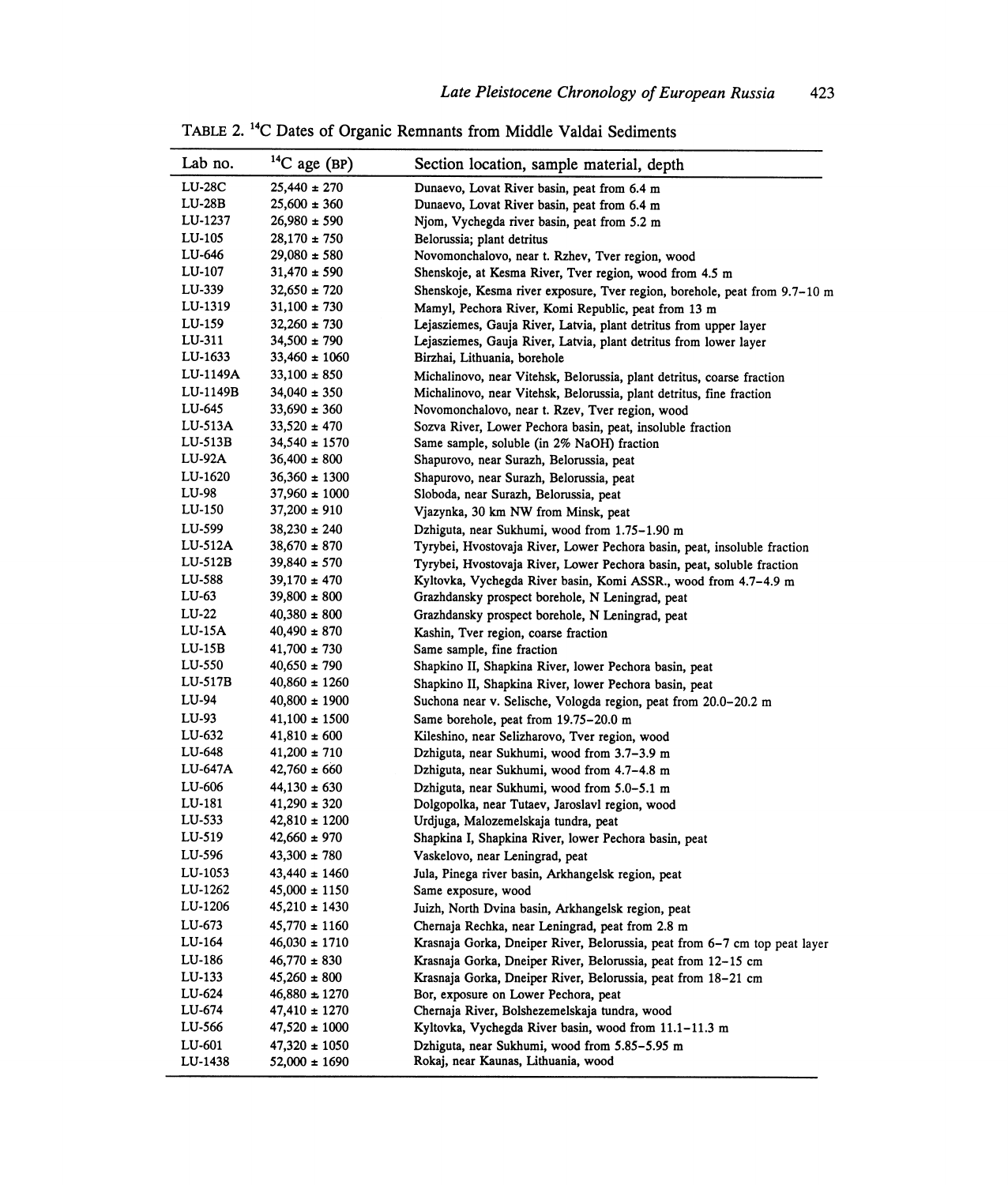TABLE 2. $^{14}C$ Dates of Organic Remnants from Middle Valdai Sediments

| Lab no. | $^{14}C$ age (BP) | Section location, sample material, depth |
|---|---|---|
| LU-28C | 25,440 ± 270 | Dunaevo, Lovat River basin, peat from 6.4 m |
| LU-28B | 25,600 ± 360 | Dunaevo, Lovat River basin, peat from 6.4 m |
| LU-1237 | 26,980 ± 590 | Njom, Vychegda river basin, peat from 5.2 m |
| LU-105 | 28,170 ± 750 | Belorussia; plant detritus |
| LU-646 | 29,080 ± 580 | Novomonchalovo, near t. Rzhev, Tver region, wood |
| LU-107 | 31,470 ± 590 | Shenskoje, at Kesma River, Tver region, wood from 4.5 m |
| LU-339 | 32,650 ± 720 | Shenskoje, Kesma river exposure, Tver region, borehole, peat from 9.7–10 m |
| LU-1319 | 31,100 ± 730 | Mamyl, Pechora River, Komi Republic, peat from 13 m |
| LU-159 | 32,260 ± 730 | Lejasziemes, Gauja River, Latvia, plant detritus from upper layer |
| LU-311 | 34,500 ± 790 | Lejasziemes, Gauja River, Latvia, plant detritus from lower layer |
| LU-1633 | 33,460 ± 1060 | Birzhai, Lithuania, borehole |
| LU-1149A | 33,100 ± 850 | Michalinovo, near Vitehsk, Belorussia, plant detritus, coarse fraction |
| LU-1149B | 34,040 ± 350 | Michalinovo, near Vitehsk, Belorussia, plant detritus, fine fraction |
| LU-645 | 33,690 ± 360 | Novomonchalovo, near t. Rzev, Tver region, wood |
| LU-513A | 33,520 ± 470 | Sozva River, Lower Pechora basin, peat, insoluble fraction |
| LU-513B | 34,540 ± 1570 | Same sample, soluble (in 2% NaOH) fraction |
| LU-92A | 36,400 ± 800 | Shapurovo, near Surazh, Belorussia, peat |
| LU-1620 | 36,360 ± 1300 | Shapurovo, near Surazh, Belorussia, peat |
| LU-98 | 37,960 ± 1000 | Sloboda, near Surazh, Belorussia, peat |
| LU-150 | 37,200 ± 910 | Vjazynka, 30 km NW from Minsk, peat |
| LU-599 | 38,230 ± 240 | Dzhiguta, near Sukhumi, wood from 1.75–1.90 m |
| LU-512A | 38,670 ± 870 | Tyrybei, Hvostovaja River, Lower Pechora basin, peat, insoluble fraction |
| LU-512B | 39,840 ± 570 | Tyrybei, Hvostovaja River, Lower Pechora basin, peat, soluble fraction |
| LU-588 | 39,170 ± 470 | Kyltovka, Vychegda River basin, Komi ASSR., wood from 4.7–4.9 m |
| LU-63 | 39,800 ± 800 | Grazhdansky prospect borehole, N Leningrad, peat |
| LU-22 | 40,380 ± 800 | Grazhdansky prospect borehole, N Leningrad, peat |
| LU-15A | 40,490 ± 870 | Kashin, Tver region, coarse fraction |
| LU-15B | 41,700 ± 730 | Same sample, fine fraction |
| LU-550 | 40,650 ± 790 | Shapkino II, Shapkina River, lower Pechora basin, peat |
| LU-517B | 40,860 ± 1260 | Shapkino II, Shapkina River, lower Pechora basin, peat |
| LU-94 | 40,800 ± 1900 | Suchona near v. Selische, Vologda region, peat from 20.0–20.2 m |
| LU-93 | 41,100 ± 1500 | Same borehole, peat from 19.75–20.0 m |
| LU-632 | 41,810 ± 600 | Kileshino, near Selizharovo, Tver region, wood |
| LU-648 | 41,200 ± 710 | Dzhiguta, near Sukhumi, wood from 3.7–3.9 m |
| LU-647A | 42,760 ± 660 | Dzhiguta, near Sukhumi, wood from 4.7–4.8 m |
| LU-606 | 44,130 ± 630 | Dzhiguta, near Sukhumi, wood from 5.0–5.1 m |
| LU-181 | 41,290 ± 320 | Dolgopolka, near Tutaev, Jaroslavl region, wood |
| LU-533 | 42,810 ± 1200 | Urdjuga, Malozemelskaja tundra, peat |
| LU-519 | 42,660 ± 970 | Shapkina I, Shapkina River, lower Pechora basin, peat |
| LU-596 | 43,300 ± 780 | Vaskelovo, near Leningrad, peat |
| LU-1053 | 43,440 ± 1460 | Jula, Pinega river basin, Arkhangelsk region, peat |
| LU-1262 | 45,000 ± 1150 | Same exposure, wood |
| LU-1206 | 45,210 ± 1430 | Juizh, North Dvina basin, Arkhangelsk region, peat |
| LU-673 | 45,770 ± 1160 | Chernaja Rechka, near Leningrad, peat from 2.8 m |
| LU-164 | 46,030 ± 1710 | Krasnaja Gorka, Dneiper River, Belorussia, peat from 6–7 cm top peat layer |
| LU-186 | 46,770 ± 830 | Krasnaja Gorka, Dneiper River, Belorussia, peat from 12–15 cm |
| LU-133 | 45,260 ± 800 | Krasnaja Gorka, Dneiper River, Belorussia, peat from 18–21 cm |
| LU-624 | 46,880 ± 1270 | Bor, exposure on Lower Pechora, peat |
| LU-674 | 47,410 ± 1270 | Chernaja River, Bolshezemelskaja tundra, wood |
| LU-566 | 47,520 ± 1000 | Kyltovka, Vychegda River basin, wood from 11.1–11.3 m |
| LU-601 | 47,320 ± 1050 | Dzhiguta, near Sukhumi, wood from 5.85–5.95 m |
| LU-1438 | 52,000 ± 1690 | Rokaj, near Kaunas, Lithuania, wood |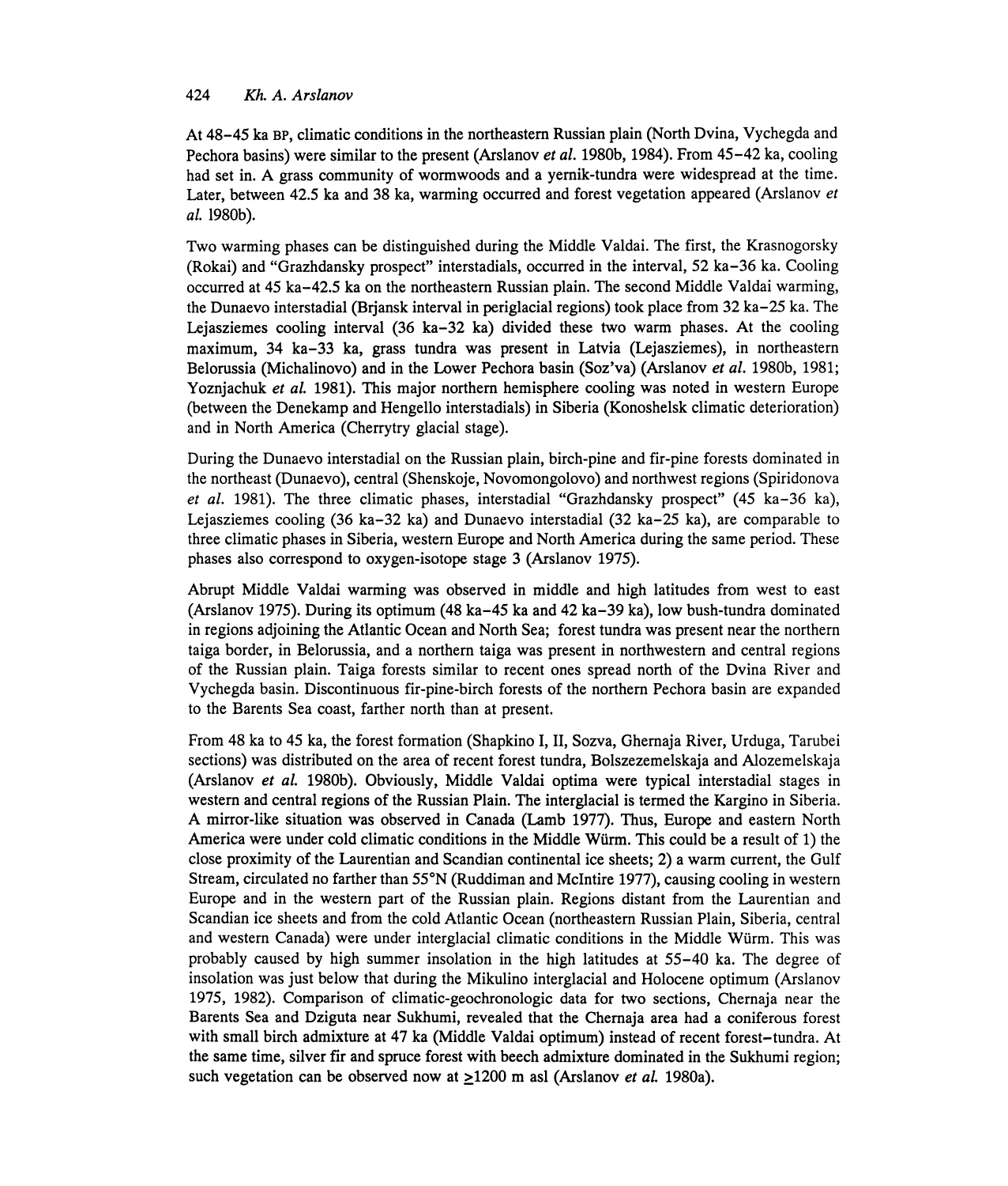At 48–45 ka BP, climatic conditions in the northeastern Russian plain (North Dvina, Vychegda and Pechora basins) were similar to the present (Arslanov *et al.* 1980b, 1984). From 45–42 ka, cooling had set in. A grass community of wormwoods and a yernik-tundra were widespread at the time. Later, between 42.5 ka and 38 ka, warming occurred and forest vegetation appeared (Arslanov *et al.* 1980b).

Two warming phases can be distinguished during the Middle Valdai. The first, the Krasnogorsky (Rokai) and "Grazhdansky prospect" interstadials, occurred in the interval, 52 ka–36 ka. Cooling occurred at 45 ka–42.5 ka on the northeastern Russian plain. The second Middle Valdai warming, the Dunaevo interstadial (Brjansk interval in periglacial regions) took place from 32 ka–25 ka. The Lejasziemes cooling interval (36 ka–32 ka) divided these two warm phases. At the cooling maximum, 34 ka–33 ka, grass tundra was present in Latvia (Lejasziemes), in northeastern Belorussia (Michalinovo) and in the Lower Pechora basin (Soz'va) (Arslanov *et al.* 1980b, 1981; Yoznjachuk *et al.* 1981). This major northern hemisphere cooling was noted in western Europe (between the Denekamp and Hengello interstadials) in Siberia (Konoshelsk climatic deterioration) and in North America (Cherrytry glacial stage).

During the Dunaevo interstadial on the Russian plain, birch-pine and fir-pine forests dominated in the northeast (Dunaevo), central (Shenskoje, Novomongolovo) and northwest regions (Spiridonova *et al.* 1981). The three climatic phases, interstadial "Grazhdansky prospect" (45 ka–36 ka), Lejasziemes cooling (36 ka–32 ka) and Dunaevo interstadial (32 ka–25 ka), are comparable to three climatic phases in Siberia, western Europe and North America during the same period. These phases also correspond to oxygen-isotope stage 3 (Arslanov 1975).

Abrupt Middle Valdai warming was observed in middle and high latitudes from west to east (Arslanov 1975). During its optimum (48 ka–45 ka and 42 ka–39 ka), low bush-tundra dominated in regions adjoining the Atlantic Ocean and North Sea; forest tundra was present near the northern taiga border, in Belorussia, and a northern taiga was present in northwestern and central regions of the Russian plain. Taiga forests similar to recent ones spread north of the Dvina River and Vychegda basin. Discontinuous fir-pine-birch forests of the northern Pechora basin are expanded to the Barents Sea coast, farther north than at present.

From 48 ka to 45 ka, the forest formation (Shapkino I, II, Sozva, Ghernaja River, Urduga, Tarubei sections) was distributed on the area of recent forest tundra, Bolszezemelskaja and Alozemelskaja (Arslanov *et al.* 1980b). Obviously, Middle Valdai optima were typical interstadial stages in western and central regions of the Russian Plain. The interglacial is termed the Kargino in Siberia. A mirror-like situation was observed in Canada (Lamb 1977). Thus, Europe and eastern North America were under cold climatic conditions in the Middle Würm. This could be a result of 1) the close proximity of the Laurentian and Scandian continental ice sheets; 2) a warm current, the Gulf Stream, circulated no farther than 55°N (Ruddiman and McIntire 1977), causing cooling in western Europe and in the western part of the Russian plain. Regions distant from the Laurentian and Scandian ice sheets and from the cold Atlantic Ocean (northeastern Russian Plain, Siberia, central and western Canada) were under interglacial climatic conditions in the Middle Würm. This was probably caused by high summer insolation in the high latitudes at 55–40 ka. The degree of insolation was just below that during the Mikulino interglacial and Holocene optimum (Arslanov 1975, 1982). Comparison of climatic-geochronologic data for two sections, Chernaja near the Barents Sea and Dziguta near Sukhumi, revealed that the Chernaja area had a coniferous forest with small birch admixture at 47 ka (Middle Valdai optimum) instead of recent forest–tundra. At the same time, silver fir and spruce forest with beech admixture dominated in the Sukhumi region; such vegetation can be observed now at ≥1200 m asl (Arslanov *et al.* 1980a).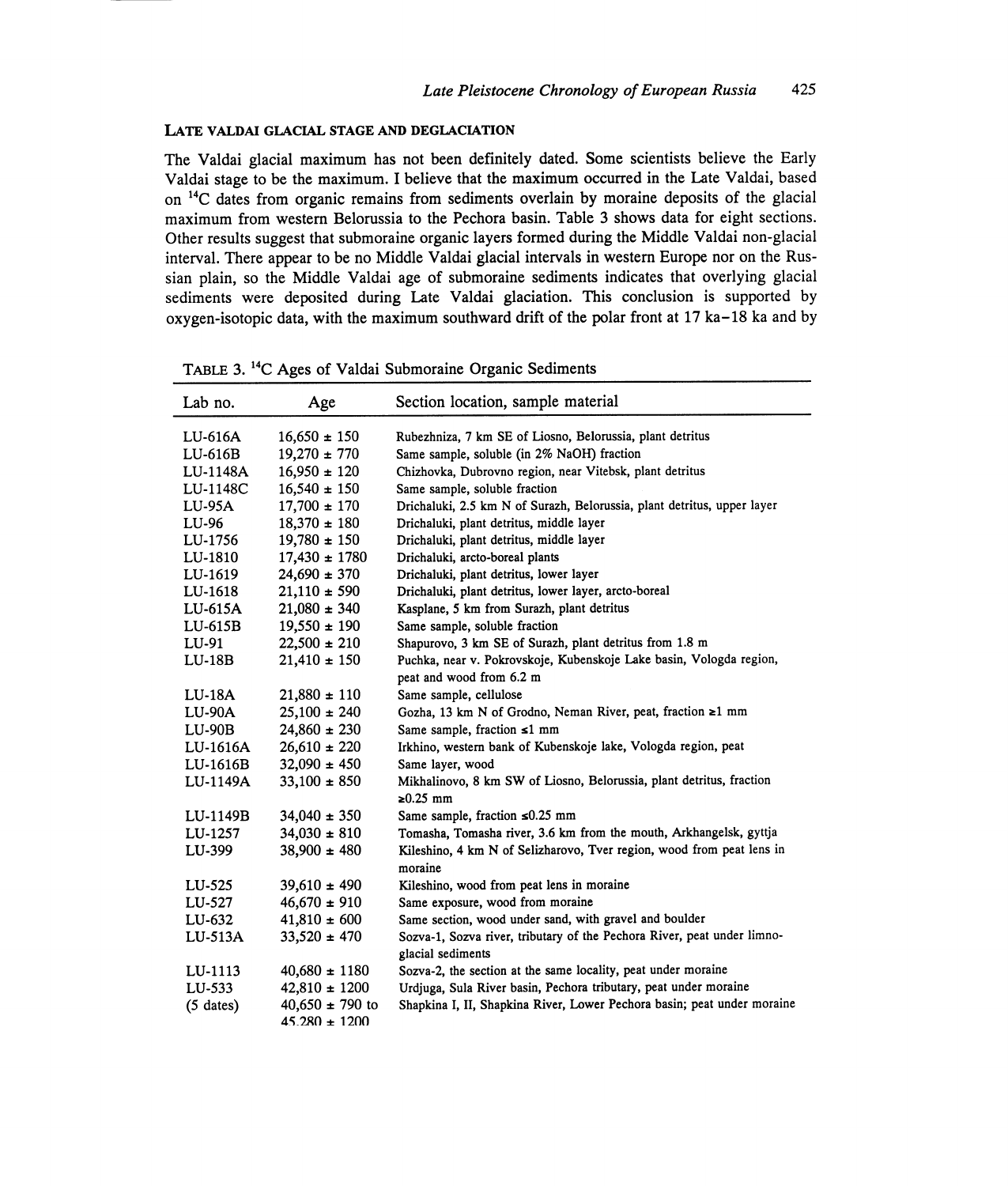### Late Valdai Glacial Stage and Deglaciation

The Valdai glacial maximum has not been definitely dated. Some scientists believe the Early Valdai stage to be the maximum. I believe that the maximum occurred in the Late Valdai, based on $^{14}C$ dates from organic remains from sediments overlain by moraine deposits of the glacial maximum from western Belorussia to the Pechora basin. Table 3 shows data for eight sections. Other results suggest that submoraine organic layers formed during the Middle Valdai non-glacial interval. There appear to be no Middle Valdai glacial intervals in western Europe nor on the Russian plain, so the Middle Valdai age of submoraine sediments indicates that overlying glacial sediments were deposited during Late Valdai glaciation. This conclusion is supported by oxygen-isotopic data, with the maximum southward drift of the polar front at 17 ka–18 ka and by

TABLE 3. $^{14}C$ Ages of Valdai Submoraine Organic Sediments

| Lab no. | Age | Section location, sample material |
|---|---|---|
| LU-616A | 16,650 ± 150 | Rubezhniza, 7 km SE of Liosno, Belorussia, plant detritus |
| LU-616B | 19,270 ± 770 | Same sample, soluble (in 2% NaOH) fraction |
| LU-1148A | 16,950 ± 120 | Chizhovka, Dubrovno region, near Vitebsk, plant detritus |
| LU-1148C | 16,540 ± 150 | Same sample, soluble fraction |
| LU-95A | 17,700 ± 170 | Drichaluki, 2.5 km N of Surazh, Belorussia, plant detritus, upper layer |
| LU-96 | 18,370 ± 180 | Drichaluki, plant detritus, middle layer |
| LU-1756 | 19,780 ± 150 | Drichaluki, plant detritus, middle layer |
| LU-1810 | 17,430 ± 1780 | Drichaluki, arcto-boreal plants |
| LU-1619 | 24,690 ± 370 | Drichaluki, plant detritus, lower layer |
| LU-1618 | 21,110 ± 590 | Drichaluki, plant detritus, lower layer, arcto-boreal |
| LU-615A | 21,080 ± 340 | Kasplane, 5 km from Surazh, plant detritus |
| LU-615B | 19,550 ± 190 | Same sample, soluble fraction |
| LU-91 | 22,500 ± 210 | Shapurovo, 3 km SE of Surazh, plant detritus from 1.8 m |
| LU-18B | 21,410 ± 150 | Puchka, near v. Pokrovskoje, Kubenskoje Lake basin, Vologda region, peat and wood from 6.2 m |
| LU-18A | 21,880 ± 110 | Same sample, cellulose |
| LU-90A | 25,100 ± 240 | Gozha, 13 km N of Grodno, Neman River, peat, fraction ≥1 mm |
| LU-90B | 24,860 ± 230 | Same sample, fraction ≤1 mm |
| LU-1616A | 26,610 ± 220 | Irkhino, western bank of Kubenskoje lake, Vologda region, peat |
| LU-1616B | 32,090 ± 450 | Same layer, wood |
| LU-1149A | 33,100 ± 850 | Mikhalinovo, 8 km SW of Liosno, Belorussia, plant detritus, fraction ≥0.25 mm |
| LU-1149B | 34,040 ± 350 | Same sample, fraction ≤0.25 mm |
| LU-1257 | 34,030 ± 810 | Tomasha, Tomasha river, 3.6 km from the mouth, Arkhangelsk, gyttja |
| LU-399 | 38,900 ± 480 | Kileshino, 4 km N of Selizharovo, Tver region, wood from peat lens in moraine |
| LU-525 | 39,610 ± 490 | Kileshino, wood from peat lens in moraine |
| LU-527 | 46,670 ± 910 | Same exposure, wood from moraine |
| LU-632 | 41,810 ± 600 | Same section, wood under sand, with gravel and boulder |
| LU-513A | 33,520 ± 470 | Sozva-1, Sozva river, tributary of the Pechora River, peat under limno-glacial sediments |
| LU-1113 | 40,680 ± 1180 | Sozva-2, the section at the same locality, peat under moraine |
| LU-533 | 42,810 ± 1200 | Urdjuga, Sula River basin, Pechora tributary, peat under moraine |
| (5 dates) | 40,650 ± 790 to 45,280 ± 1200 | Shapkina I, II, Shapkina River, Lower Pechora basin; peat under moraine |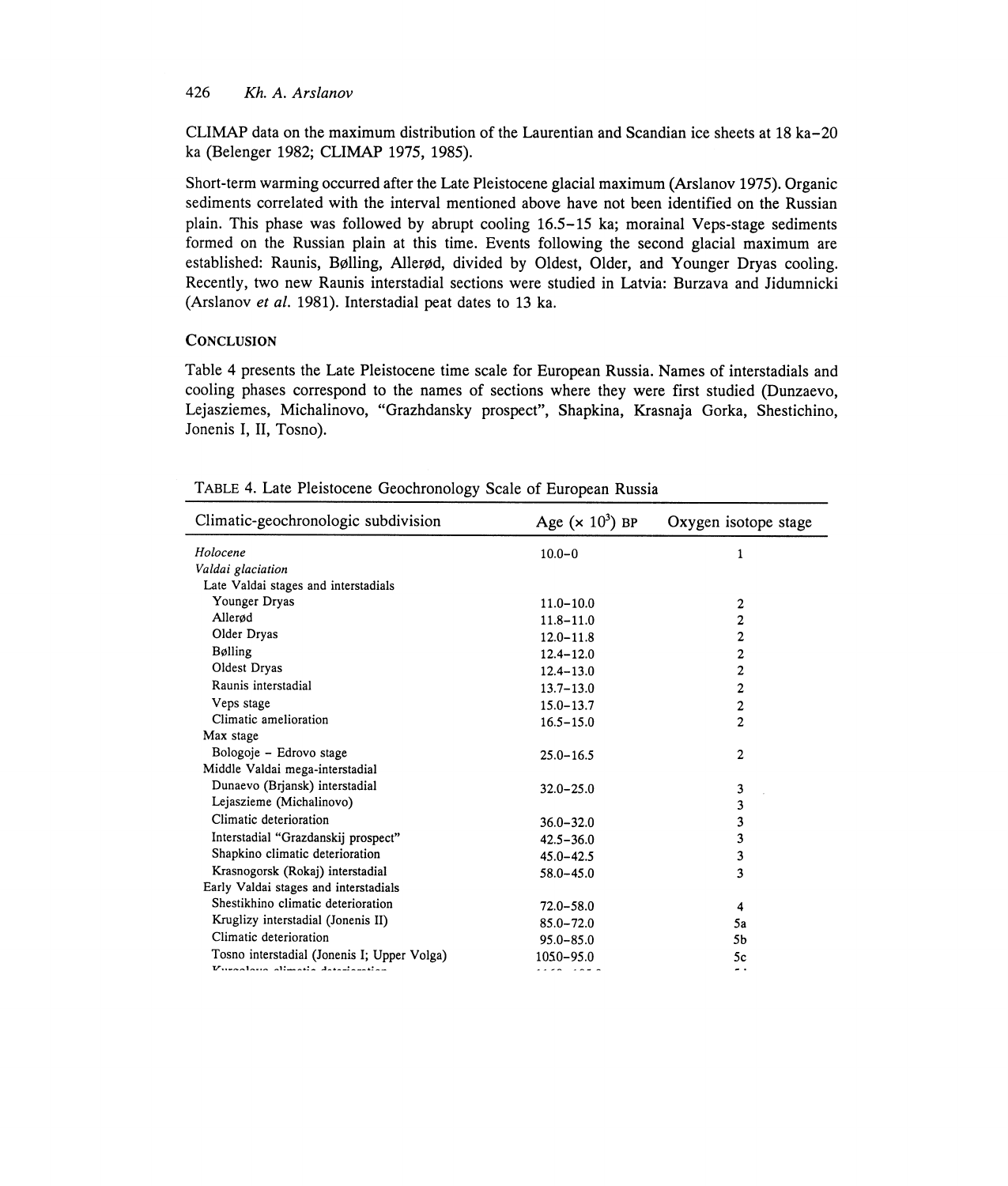CLIMAP data on the maximum distribution of the Laurentian and Scandian ice sheets at 18 ka–20 ka (Belenger 1982; CLIMAP 1975, 1985).

Short-term warming occurred after the Late Pleistocene glacial maximum (Arslanov 1975). Organic sediments correlated with the interval mentioned above have not been identified on the Russian plain. This phase was followed by abrupt cooling 16.5–15 ka; morainal Veps-stage sediments formed on the Russian plain at this time. Events following the second glacial maximum are established: Raunis, Bølling, Allerød, divided by Oldest, Older, and Younger Dryas cooling. Recently, two new Raunis interstadial sections were studied in Latvia: Burzava and Jidumnicki (Arslanov *et al.* 1981). Interstadial peat dates to 13 ka.

## Conclusion

Table 4 presents the Late Pleistocene time scale for European Russia. Names of interstadials and cooling phases correspond to the names of sections where they were first studied (Dunzaevo, Lejasziemes, Michalinovo, "Grazhdansky prospect", Shapkina, Krasnaja Gorka, Shestichino, Jonenis I, II, Tosno).

TABLE 4. Late Pleistocene Geochronology Scale of European Russia

| Climatic-geochronologic subdivision | Age ($\times 10^3$) BP | Oxygen isotope stage |
|---|---|---|
| *Holocene* | 10.0–0 | 1 |
| *Valdai glaciation* | | |
| Late Valdai stages and interstadials | | |
| Younger Dryas | 11.0–10.0 | 2 |
| Allerød | 11.8–11.0 | 2 |
| Older Dryas | 12.0–11.8 | 2 |
| Bølling | 12.4–12.0 | 2 |
| Oldest Dryas | 12.4–13.0 | 2 |
| Raunis interstadial | 13.7–13.0 | 2 |
| Veps stage | 15.0–13.7 | 2 |
| Climatic amelioration | 16.5–15.0 | 2 |
| Max stage | | |
| Bologoje – Edrovo stage | 25.0–16.5 | 2 |
| Middle Valdai mega-interstadial | | |
| Dunaevo (Brjansk) interstadial | 32.0–25.0 | 3 |
| Lejaszieme (Michalinovo) | | 3 |
| Climatic deterioration | 36.0–32.0 | 3 |
| Interstadial "Grazdanskij prospect" | 42.5–36.0 | 3 |
| Shapkino climatic deterioration | 45.0–42.5 | 3 |
| Krasnogorsk (Rokaj) interstadial | 58.0–45.0 | 3 |
| Early Valdai stages and interstadials | | |
| Shestikhino climatic deterioration | 72.0–58.0 | 4 |
| Kruglizy interstadial (Jonenis II) | 85.0–72.0 | 5a |
| Climatic deterioration | 95.0–85.0 | 5b |
| Tosno interstadial (Jonenis I; Upper Volga) | 1050–95.0 | 5c |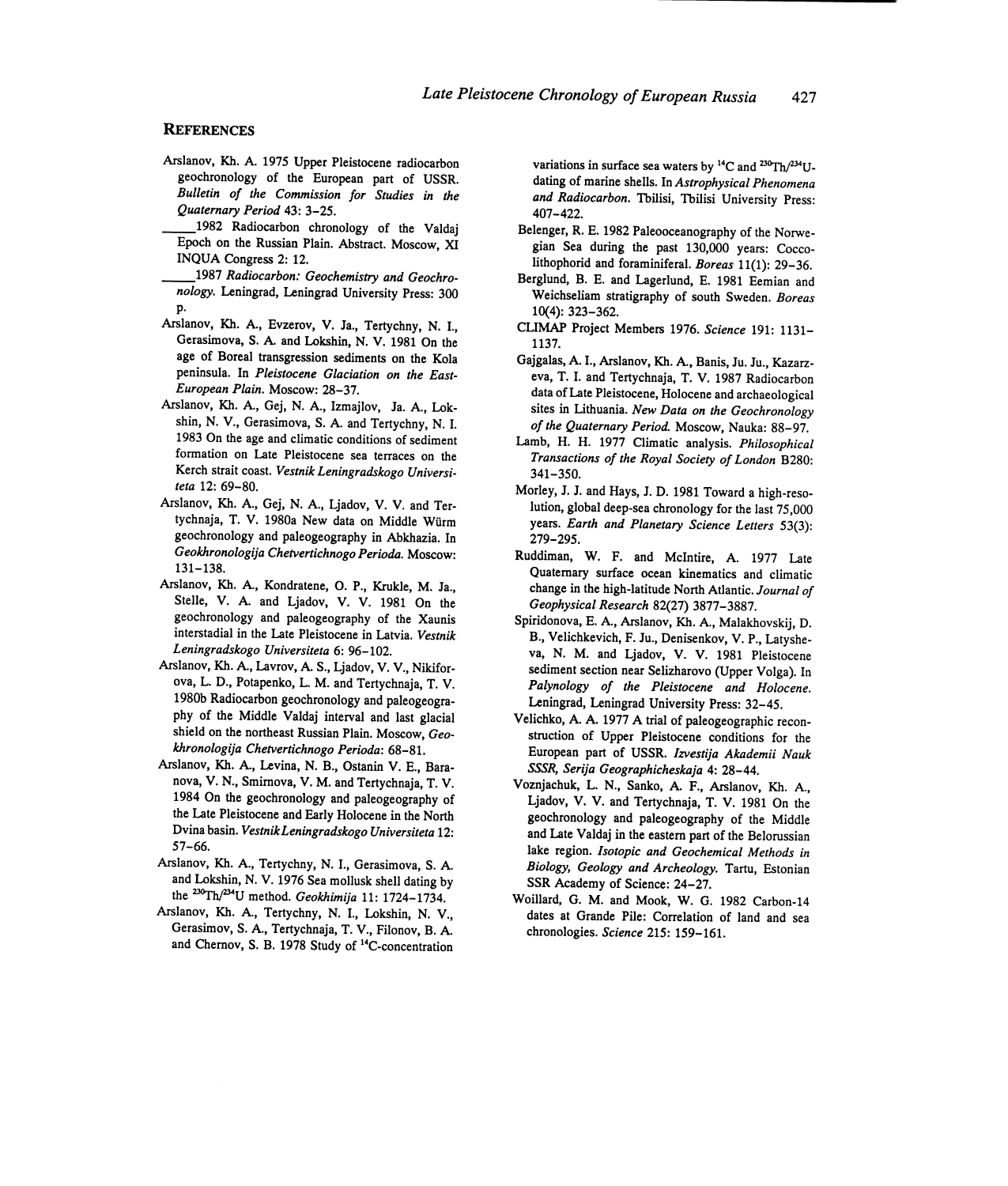## REFERENCES

Arslanov, Kh. A. 1975 Upper Pleistocene radiocarbon geochronology of the European part of USSR. *Bulletin of the Commission for Studies in the Quaternary Period* 43: 3–25.

_____1982 Radiocarbon chronology of the Valdaj Epoch on the Russian Plain. Abstract. Moscow, XI INQUA Congress 2: 12.

_____1987 *Radiocarbon: Geochemistry and Geochronology.* Leningrad, Leningrad University Press: 300 p.

Arslanov, Kh. A., Evzerov, V. Ja., Tertychny, N. I., Gerasimova, S. A. and Lokshin, N. V. 1981 On the age of Boreal transgression sediments on the Kola peninsula. In *Pleistocene Glaciation on the East-European Plain.* Moscow: 28–37.

Arslanov, Kh. A., Gej, N. A., Izmajlov, Ja. A., Lokshin, N. V., Gerasimova, S. A. and Tertychny, N. I. 1983 On the age and climatic conditions of sediment formation on Late Pleistocene sea terraces on the Kerch strait coast. *Vestnik Leningradskogo Universiteta* 12: 69–80.

Arslanov, Kh. A., Gej, N. A., Ljadov, V. V. and Tertychnaja, T. V. 1980a New data on Middle Würm geochronology and paleogeography in Abkhazia. In *Geokhronologija Chetvertichnogo Perioda.* Moscow: 131–138.

Arslanov, Kh. A., Kondratene, O. P., Krukle, M. Ja., Stelle, V. A. and Ljadov, V. V. 1981 On the geochronology and paleogeography of the Xaunis interstadial in the Late Pleistocene in Latvia. *Vestnik Leningradskogo Universiteta* 6: 96–102.

Arslanov, Kh. A., Lavrov, A. S., Ljadov, V. V., Nikiforova, L. D., Potapenko, L. M. and Tertychnaja, T. V. 1980b Radiocarbon geochronology and paleogeography of the Middle Valdaj interval and last glacial shield on the northeast Russian Plain. Moscow, *Geokhronologija Chetvertichnogo Perioda*: 68–81.

Arslanov, Kh. A., Levina, N. B., Ostanin V. E., Baranova, V. N., Smirnova, V. M. and Tertychnaja, T. V. 1984 On the geochronology and paleogeography of the Late Pleistocene and Early Holocene in the North Dvina basin. *Vestnik Leningradskogo Universiteta* 12: 57–66.

Arslanov, Kh. A., Tertychny, N. I., Gerasimova, S. A. and Lokshin, N. V. 1976 Sea mollusk shell dating by the $^{230}Th/^{234}U$ method. *Geokhimija* 11: 1724–1734.

Arslanov, Kh. A., Tertychny, N. I., Lokshin, N. V., Gerasimov, S. A., Tertychnaja, T. V., Filonov, B. A. and Chernov, S. B. 1978 Study of $^{14}C$-concentration variations in surface sea waters by $^{14}C$ and $^{230}Th/^{234}U$-dating of marine shells. In *Astrophysical Phenomena and Radiocarbon.* Tbilisi, Tbilisi University Press: 407–422.

Belenger, R. E. 1982 Paleooceanography of the Norwegian Sea during the past 130,000 years: Coccolithophorid and foraminiferal. *Boreas* 11(1): 29–36.

Berglund, B. E. and Lagerlund, E. 1981 Eemian and Weichseliam stratigraphy of south Sweden. *Boreas* 10(4): 323–362.

CLIMAP Project Members 1976. *Science* 191: 1131–1137.

Gajgalas, A. I., Arslanov, Kh. A., Banis, Ju. Ju., Kazarzeva, T. I. and Tertychnaja, T. V. 1987 Radiocarbon data of Late Pleistocene, Holocene and archaeological sites in Lithuania. *New Data on the Geochronology of the Quaternary Period.* Moscow, Nauka: 88–97.

Lamb, H. H. 1977 Climatic analysis. *Philosophical Transactions of the Royal Society of London* B280: 341–350.

Morley, J. J. and Hays, J. D. 1981 Toward a high-resolution, global deep-sea chronology for the last 75,000 years. *Earth and Planetary Science Letters* 53(3): 279–295.

Ruddiman, W. F. and McIntire, A. 1977 Late Quaternary surface ocean kinematics and climatic change in the high-latitude North Atlantic. *Journal of Geophysical Research* 82(27) 3877–3887.

Spiridonova, E. A., Arslanov, Kh. A., Malakhovskij, D. B., Velichkevich, F. Ju., Denisenkov, V. P., Latysheva, N. M. and Ljadov, V. V. 1981 Pleistocene sediment section near Selizharovo (Upper Volga). In *Palynology of the Pleistocene and Holocene.* Leningrad, Leningrad University Press: 32–45.

Velichko, A. A. 1977 A trial of paleogeographic reconstruction of Upper Pleistocene conditions for the European part of USSR. *Izvestija Akademii Nauk SSSR, Serija Geographicheskaja* 4: 28–44.

Voznjachuk, L. N., Sanko, A. F., Arslanov, Kh. A., Ljadov, V. V. and Tertychnaja, T. V. 1981 On the geochronology and paleogeography of the Middle and Late Valdaj in the eastern part of the Belorussian lake region. *Isotopic and Geochemical Methods in Biology, Geology and Archeology.* Tartu, Estonian SSR Academy of Science: 24–27.

Woillard, G. M. and Mook, W. G. 1982 Carbon-14 dates at Grande Pile: Correlation of land and sea chronologies. *Science* 215: 159–161.